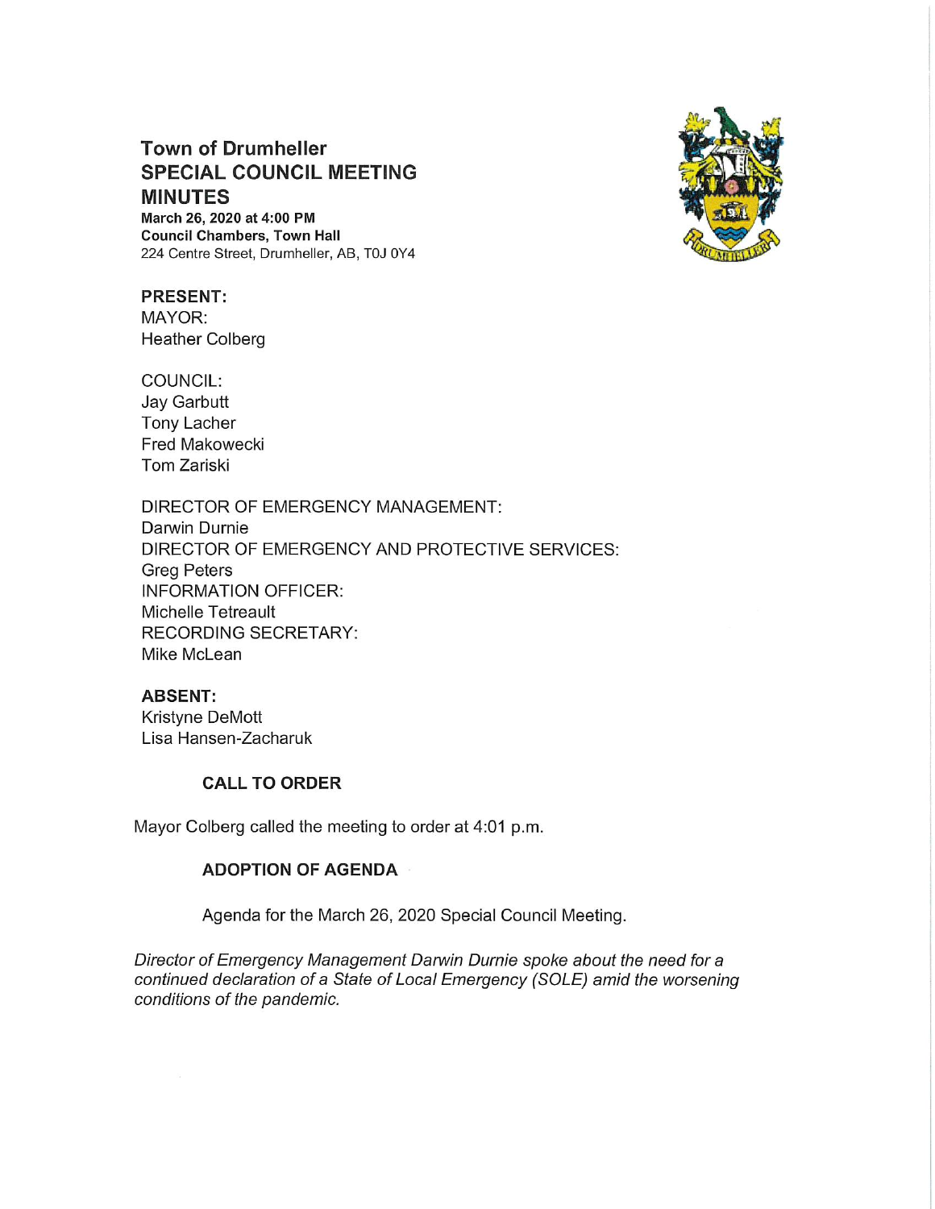# Town of Drumheller
# SPECIAL COUNCIL MEETING MINUTES

**March 26, 2020 at 4:00 PM**
**Council Chambers, Town Hall**
224 Centre Street, Drumheller, AB, T0J 0Y4

**PRESENT:**
MAYOR:
Heather Colberg

COUNCIL:
Jay Garbutt
Tony Lacher
Fred Makowecki
Tom Zariski

DIRECTOR OF EMERGENCY MANAGEMENT:
Darwin Durnie
DIRECTOR OF EMERGENCY AND PROTECTIVE SERVICES:
Greg Peters
INFORMATION OFFICER:
Michelle Tetreault
RECORDING SECRETARY:
Mike McLean

**ABSENT:**
Kristyne DeMott
Lisa Hansen-Zacharuk

**CALL TO ORDER**

Mayor Colberg called the meeting to order at 4:01 p.m.

**ADOPTION OF AGENDA**

Agenda for the March 26, 2020 Special Council Meeting.

*Director of Emergency Management Darwin Durnie spoke about the need for a continued declaration of a State of Local Emergency (SOLE) amid the worsening conditions of the pandemic.*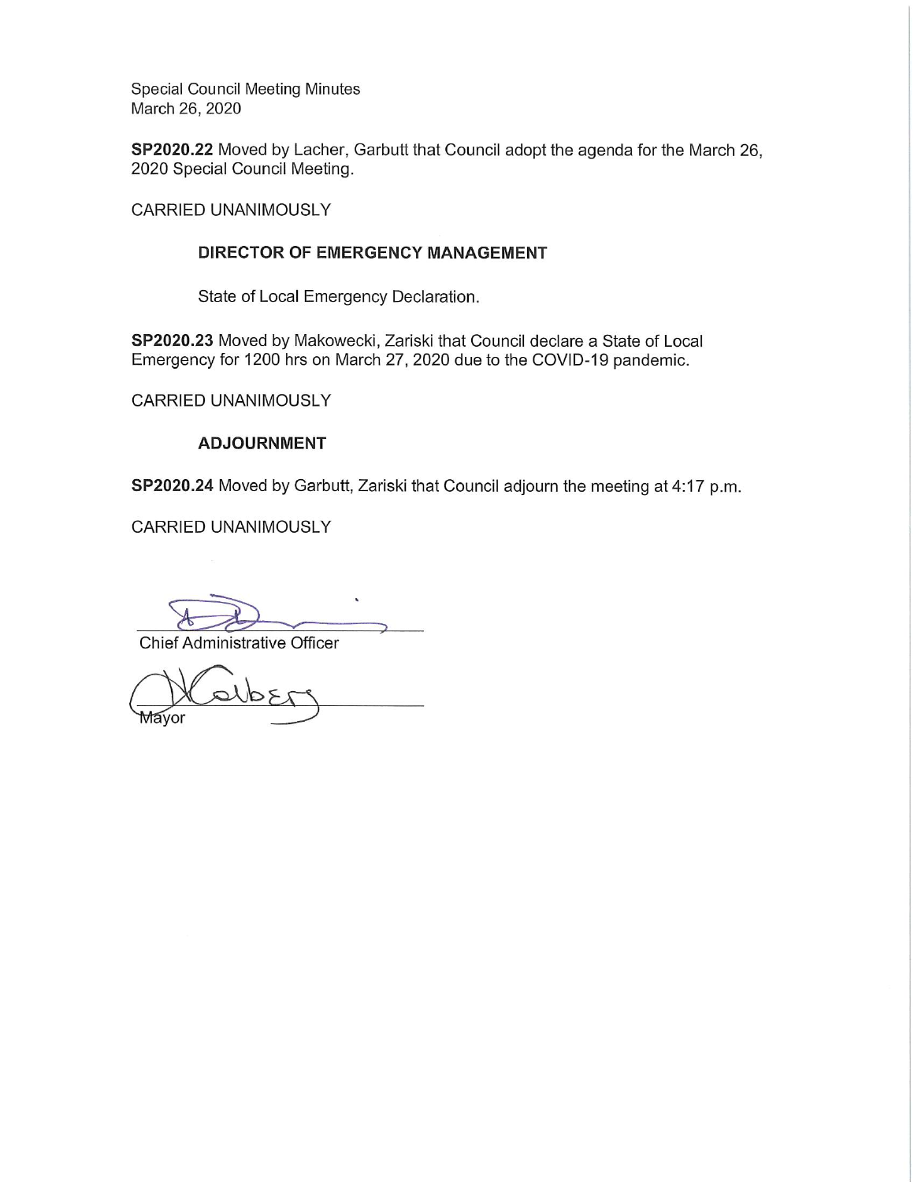Special Council Meeting Minutes
March 26, 2020

**SP2020.22** Moved by Lacher, Garbutt that Council adopt the agenda for the March 26, 2020 Special Council Meeting.

CARRIED UNANIMOUSLY

**DIRECTOR OF EMERGENCY MANAGEMENT**

State of Local Emergency Declaration.

**SP2020.23** Moved by Makowecki, Zariski that Council declare a State of Local Emergency for 1200 hrs on March 27, 2020 due to the COVID-19 pandemic.

CARRIED UNANIMOUSLY

**ADJOURNMENT**

**SP2020.24** Moved by Garbutt, Zariski that Council adjourn the meeting at 4:17 p.m.

CARRIED UNANIMOUSLY

Chief Administrative Officer

Mayor